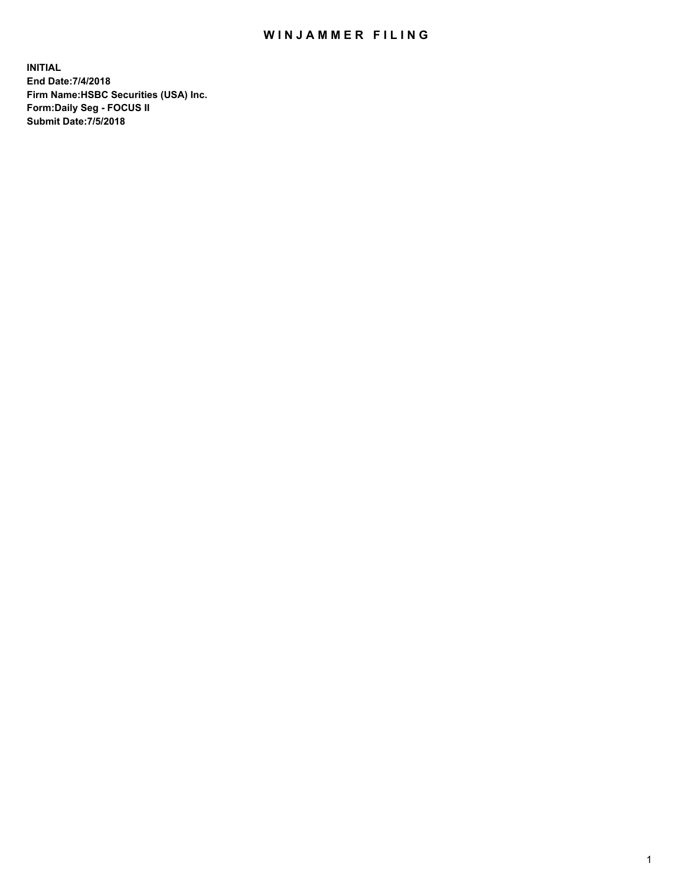# WINJAMMER FILING

**INITIAL**
**End Date:7/4/2018**
**Firm Name:HSBC Securities (USA) Inc.**
**Form:Daily Seg - FOCUS II**
**Submit Date:7/5/2018**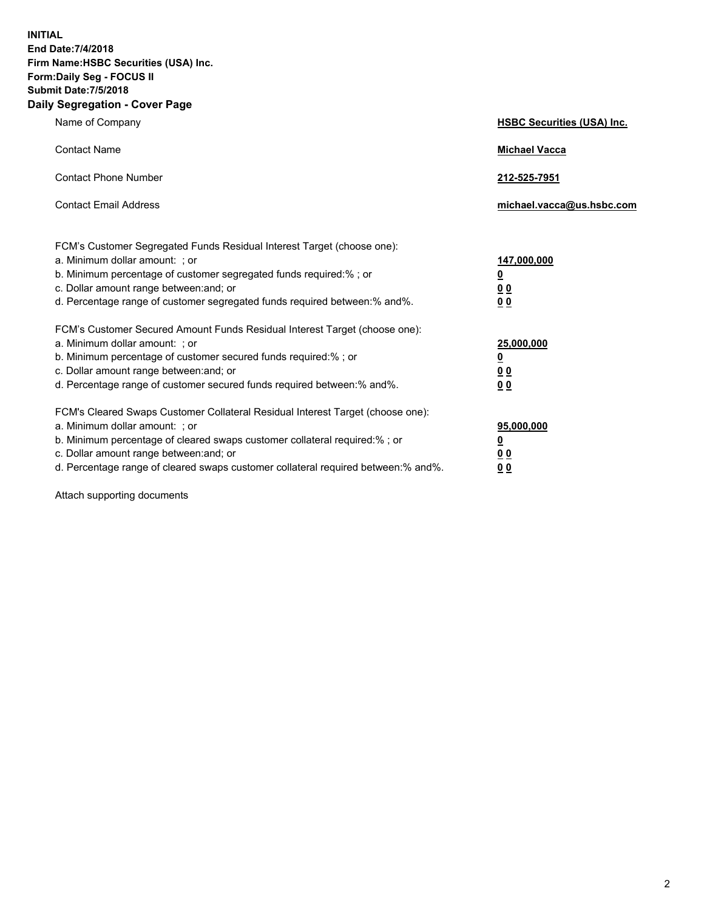**INITIAL**
**End Date:7/4/2018**
**Firm Name:HSBC Securities (USA) Inc.**
**Form:Daily Seg - FOCUS II**
**Submit Date:7/5/2018**

## Daily Segregation - Cover Page

| | |
|---|---|
| Name of Company | **HSBC Securities (USA) Inc.** |
| Contact Name | **Michael Vacca** |
| Contact Phone Number | **212-525-7951** |
| Contact Email Address | **michael.vacca@us.hsbc.com** |

FCM's Customer Segregated Funds Residual Interest Target (choose one):

| | |
|---|---|
| a. Minimum dollar amount: ; or | **147,000,000** |
| b. Minimum percentage of customer segregated funds required:% ; or | **0** |
| c. Dollar amount range between:and; or | **0 0** |
| d. Percentage range of customer segregated funds required between:% and%. | **0 0** |

FCM's Customer Secured Amount Funds Residual Interest Target (choose one):

| | |
|---|---|
| a. Minimum dollar amount: ; or | **25,000,000** |
| b. Minimum percentage of customer secured funds required:% ; or | **0** |
| c. Dollar amount range between:and; or | **0 0** |
| d. Percentage range of customer secured funds required between:% and%. | **0 0** |

FCM's Cleared Swaps Customer Collateral Residual Interest Target (choose one):

| | |
|---|---|
| a. Minimum dollar amount: ; or | **95,000,000** |
| b. Minimum percentage of cleared swaps customer collateral required:% ; or | **0** |
| c. Dollar amount range between:and; or | **0 0** |
| d. Percentage range of cleared swaps customer collateral required between:% and%. | **0 0** |

Attach supporting documents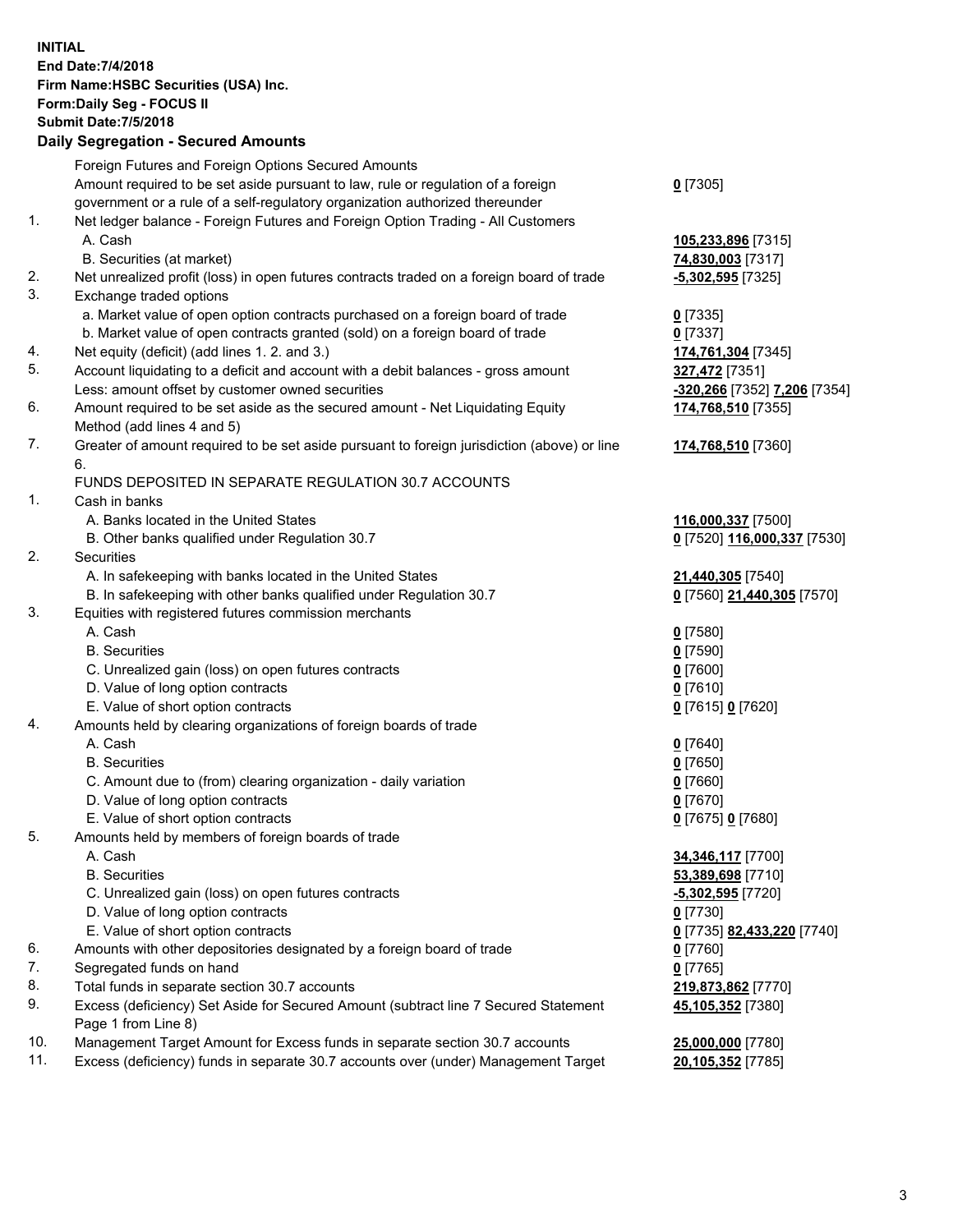**INITIAL**
**End Date:7/4/2018**
**Firm Name:HSBC Securities (USA) Inc.**
**Form:Daily Seg - FOCUS II**
**Submit Date:7/5/2018**

## Daily Segregation - Secured Amounts

| | | |
|---|---|---|
| | Foreign Futures and Foreign Options Secured Amounts | |
| | Amount required to be set aside pursuant to law, rule or regulation of a foreign government or a rule of a self-regulatory organization authorized thereunder | **0** [7305] |
| 1. | Net ledger balance - Foreign Futures and Foreign Option Trading - All Customers | |
| | A. Cash | **105,233,896** [7315] |
| | B. Securities (at market) | **74,830,003** [7317] |
| 2. | Net unrealized profit (loss) in open futures contracts traded on a foreign board of trade | **-5,302,595** [7325] |
| 3. | Exchange traded options | |
| | a. Market value of open option contracts purchased on a foreign board of trade | **0** [7335] |
| | b. Market value of open contracts granted (sold) on a foreign board of trade | **0** [7337] |
| 4. | Net equity (deficit) (add lines 1. 2. and 3.) | **174,761,304** [7345] |
| 5. | Account liquidating to a deficit and account with a debit balances - gross amount | **327,472** [7351] |
| | Less: amount offset by customer owned securities | **-320,266** [7352] **7,206** [7354] |
| 6. | Amount required to be set aside as the secured amount - Net Liquidating Equity Method (add lines 4 and 5) | **174,768,510** [7355] |
| 7. | Greater of amount required to be set aside pursuant to foreign jurisdiction (above) or line 6. | **174,768,510** [7360] |
| | FUNDS DEPOSITED IN SEPARATE REGULATION 30.7 ACCOUNTS | |
| 1. | Cash in banks | |
| | A. Banks located in the United States | **116,000,337** [7500] |
| | B. Other banks qualified under Regulation 30.7 | **0** [7520] **116,000,337** [7530] |
| 2. | Securities | |
| | A. In safekeeping with banks located in the United States | **21,440,305** [7540] |
| | B. In safekeeping with other banks qualified under Regulation 30.7 | **0** [7560] **21,440,305** [7570] |
| 3. | Equities with registered futures commission merchants | |
| | A. Cash | **0** [7580] |
| | B. Securities | **0** [7590] |
| | C. Unrealized gain (loss) on open futures contracts | **0** [7600] |
| | D. Value of long option contracts | **0** [7610] |
| | E. Value of short option contracts | **0** [7615] **0** [7620] |
| 4. | Amounts held by clearing organizations of foreign boards of trade | |
| | A. Cash | **0** [7640] |
| | B. Securities | **0** [7650] |
| | C. Amount due to (from) clearing organization - daily variation | **0** [7660] |
| | D. Value of long option contracts | **0** [7670] |
| | E. Value of short option contracts | **0** [7675] **0** [7680] |
| 5. | Amounts held by members of foreign boards of trade | |
| | A. Cash | **34,346,117** [7700] |
| | B. Securities | **53,389,698** [7710] |
| | C. Unrealized gain (loss) on open futures contracts | **-5,302,595** [7720] |
| | D. Value of long option contracts | **0** [7730] |
| | E. Value of short option contracts | **0** [7735] **82,433,220** [7740] |
| 6. | Amounts with other depositories designated by a foreign board of trade | **0** [7760] |
| 7. | Segregated funds on hand | **0** [7765] |
| 8. | Total funds in separate section 30.7 accounts | **219,873,862** [7770] |
| 9. | Excess (deficiency) Set Aside for Secured Amount (subtract line 7 Secured Statement Page 1 from Line 8) | **45,105,352** [7380] |
| 10. | Management Target Amount for Excess funds in separate section 30.7 accounts | **25,000,000** [7780] |
| 11. | Excess (deficiency) funds in separate 30.7 accounts over (under) Management Target | **20,105,352** [7785] |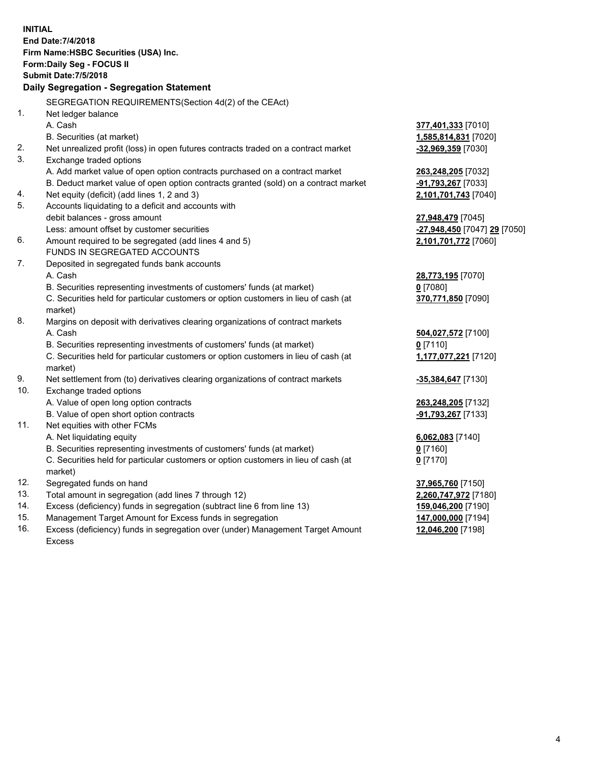**INITIAL**
**End Date:7/4/2018**
**Firm Name:HSBC Securities (USA) Inc.**
**Form:Daily Seg - FOCUS II**
**Submit Date:7/5/2018**

## Daily Segregation - Segregation Statement

| | | |
|---|---|---|
| | SEGREGATION REQUIREMENTS(Section 4d(2) of the CEAct) | |
| 1. | Net ledger balance | |
| | A. Cash | **377,401,333** [7010] |
| | B. Securities (at market) | **1,585,814,831** [7020] |
| 2. | Net unrealized profit (loss) in open futures contracts traded on a contract market | **-32,969,359** [7030] |
| 3. | Exchange traded options | |
| | A. Add market value of open option contracts purchased on a contract market | **263,248,205** [7032] |
| | B. Deduct market value of open option contracts granted (sold) on a contract market | **-91,793,267** [7033] |
| 4. | Net equity (deficit) (add lines 1, 2 and 3) | **2,101,701,743** [7040] |
| 5. | Accounts liquidating to a deficit and accounts with | |
| | debit balances - gross amount | **27,948,479** [7045] |
| | Less: amount offset by customer securities | **-27,948,450** [7047] **29** [7050] |
| 6. | Amount required to be segregated (add lines 4 and 5) | **2,101,701,772** [7060] |
| | FUNDS IN SEGREGATED ACCOUNTS | |
| 7. | Deposited in segregated funds bank accounts | |
| | A. Cash | **28,773,195** [7070] |
| | B. Securities representing investments of customers' funds (at market) | **0** [7080] |
| | C. Securities held for particular customers or option customers in lieu of cash (at market) | **370,771,850** [7090] |
| 8. | Margins on deposit with derivatives clearing organizations of contract markets | |
| | A. Cash | **504,027,572** [7100] |
| | B. Securities representing investments of customers' funds (at market) | **0** [7110] |
| | C. Securities held for particular customers or option customers in lieu of cash (at market) | **1,177,077,221** [7120] |
| 9. | Net settlement from (to) derivatives clearing organizations of contract markets | **-35,384,647** [7130] |
| 10. | Exchange traded options | |
| | A. Value of open long option contracts | **263,248,205** [7132] |
| | B. Value of open short option contracts | **-91,793,267** [7133] |
| 11. | Net equities with other FCMs | |
| | A. Net liquidating equity | **6,062,083** [7140] |
| | B. Securities representing investments of customers' funds (at market) | **0** [7160] |
| | C. Securities held for particular customers or option customers in lieu of cash (at market) | **0** [7170] |
| 12. | Segregated funds on hand | **37,965,760** [7150] |
| 13. | Total amount in segregation (add lines 7 through 12) | **2,260,747,972** [7180] |
| 14. | Excess (deficiency) funds in segregation (subtract line 6 from line 13) | **159,046,200** [7190] |
| 15. | Management Target Amount for Excess funds in segregation | **147,000,000** [7194] |
| 16. | Excess (deficiency) funds in segregation over (under) Management Target Amount Excess | **12,046,200** [7198] |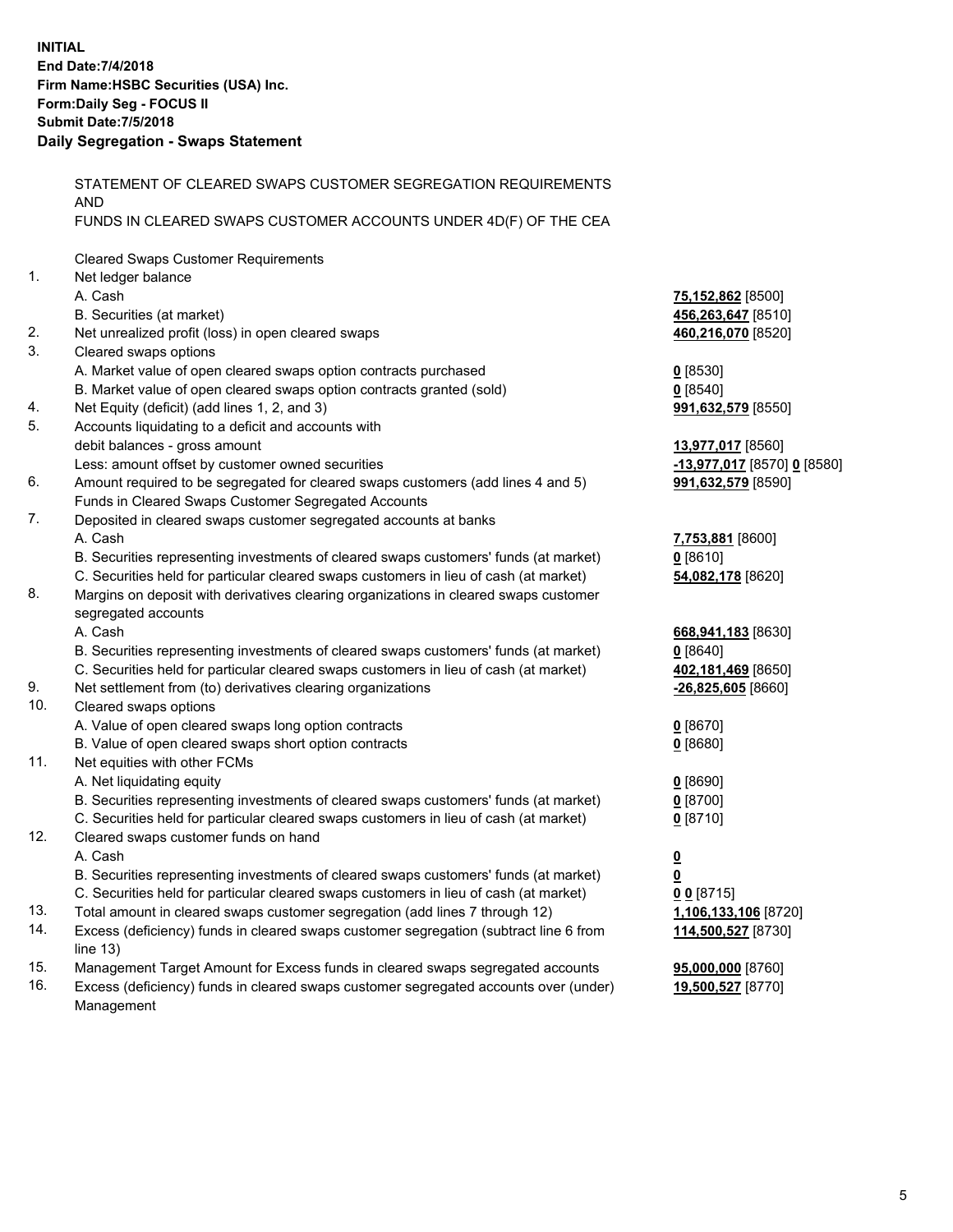**INITIAL**
**End Date:7/4/2018**
**Firm Name:HSBC Securities (USA) Inc.**
**Form:Daily Seg - FOCUS II**
**Submit Date:7/5/2018**
**Daily Segregation - Swaps Statement**

STATEMENT OF CLEARED SWAPS CUSTOMER SEGREGATION REQUIREMENTS AND FUNDS IN CLEARED SWAPS CUSTOMER ACCOUNTS UNDER 4D(F) OF THE CEA

| | | |
|---|---|---|
| | Cleared Swaps Customer Requirements | |
| 1. | Net ledger balance | |
| | A. Cash | **75,152,862** [8500] |
| | B. Securities (at market) | **456,263,647** [8510] |
| 2. | Net unrealized profit (loss) in open cleared swaps | **460,216,070** [8520] |
| 3. | Cleared swaps options | |
| | A. Market value of open cleared swaps option contracts purchased | **0** [8530] |
| | B. Market value of open cleared swaps option contracts granted (sold) | **0** [8540] |
| 4. | Net Equity (deficit) (add lines 1, 2, and 3) | **991,632,579** [8550] |
| 5. | Accounts liquidating to a deficit and accounts with debit balances - gross amount | **13,977,017** [8560] |
| | Less: amount offset by customer owned securities | **-13,977,017** [8570] **0** [8580] |
| 6. | Amount required to be segregated for cleared swaps customers (add lines 4 and 5) | **991,632,579** [8590] |
| | Funds in Cleared Swaps Customer Segregated Accounts | |
| 7. | Deposited in cleared swaps customer segregated accounts at banks | |
| | A. Cash | **7,753,881** [8600] |
| | B. Securities representing investments of cleared swaps customers' funds (at market) | **0** [8610] |
| | C. Securities held for particular cleared swaps customers in lieu of cash (at market) | **54,082,178** [8620] |
| 8. | Margins on deposit with derivatives clearing organizations in cleared swaps customer segregated accounts | |
| | A. Cash | **668,941,183** [8630] |
| | B. Securities representing investments of cleared swaps customers' funds (at market) | **0** [8640] |
| | C. Securities held for particular cleared swaps customers in lieu of cash (at market) | **402,181,469** [8650] |
| 9. | Net settlement from (to) derivatives clearing organizations | **-26,825,605** [8660] |
| 10. | Cleared swaps options | |
| | A. Value of open cleared swaps long option contracts | **0** [8670] |
| | B. Value of open cleared swaps short option contracts | **0** [8680] |
| 11. | Net equities with other FCMs | |
| | A. Net liquidating equity | **0** [8690] |
| | B. Securities representing investments of cleared swaps customers' funds (at market) | **0** [8700] |
| | C. Securities held for particular cleared swaps customers in lieu of cash (at market) | **0** [8710] |
| 12. | Cleared swaps customer funds on hand | |
| | A. Cash | **0** |
| | B. Securities representing investments of cleared swaps customers' funds (at market) | **0** |
| | C. Securities held for particular cleared swaps customers in lieu of cash (at market) | **0** **0** [8715] |
| 13. | Total amount in cleared swaps customer segregation (add lines 7 through 12) | **1,106,133,106** [8720] |
| 14. | Excess (deficiency) funds in cleared swaps customer segregation (subtract line 6 from line 13) | **114,500,527** [8730] |
| 15. | Management Target Amount for Excess funds in cleared swaps segregated accounts | **95,000,000** [8760] |
| 16. | Excess (deficiency) funds in cleared swaps customer segregated accounts over (under) Management | **19,500,527** [8770] |